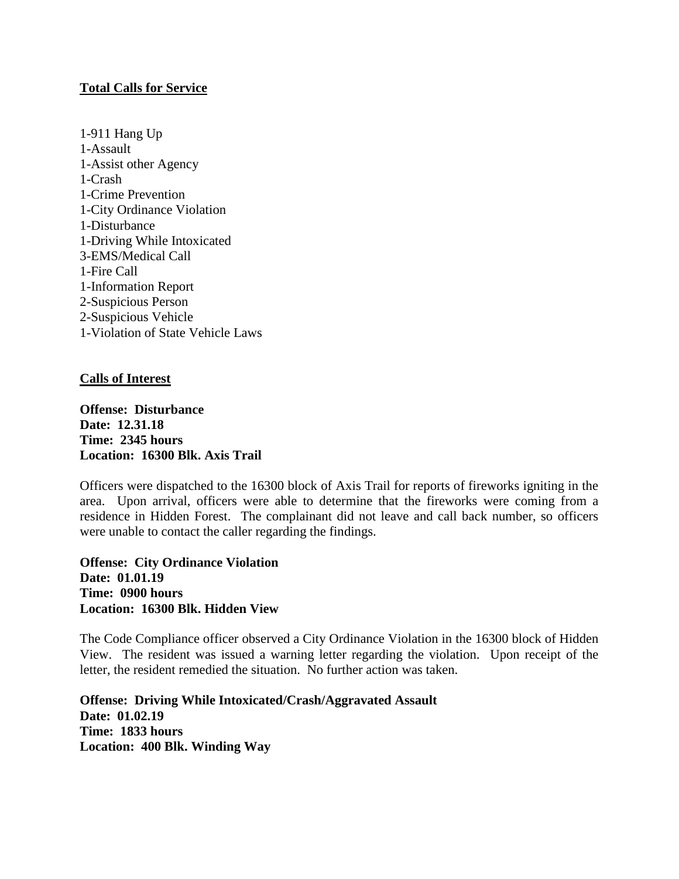**Total Calls for Service**

1-911 Hang Up
1-Assault
1-Assist other Agency
1-Crash
1-Crime Prevention
1-City Ordinance Violation
1-Disturbance
1-Driving While Intoxicated
3-EMS/Medical Call
1-Fire Call
1-Information Report
2-Suspicious Person
2-Suspicious Vehicle
1-Violation of State Vehicle Laws

**Calls of Interest**

**Offense: Disturbance**
**Date: 12.31.18**
**Time: 2345 hours**
**Location: 16300 Blk. Axis Trail**

Officers were dispatched to the 16300 block of Axis Trail for reports of fireworks igniting in the area. Upon arrival, officers were able to determine that the fireworks were coming from a residence in Hidden Forest. The complainant did not leave and call back number, so officers were unable to contact the caller regarding the findings.

**Offense: City Ordinance Violation**
**Date: 01.01.19**
**Time: 0900 hours**
**Location: 16300 Blk. Hidden View**

The Code Compliance officer observed a City Ordinance Violation in the 16300 block of Hidden View. The resident was issued a warning letter regarding the violation. Upon receipt of the letter, the resident remedied the situation. No further action was taken.

**Offense: Driving While Intoxicated/Crash/Aggravated Assault**
**Date: 01.02.19**
**Time: 1833 hours**
**Location: 400 Blk. Winding Way**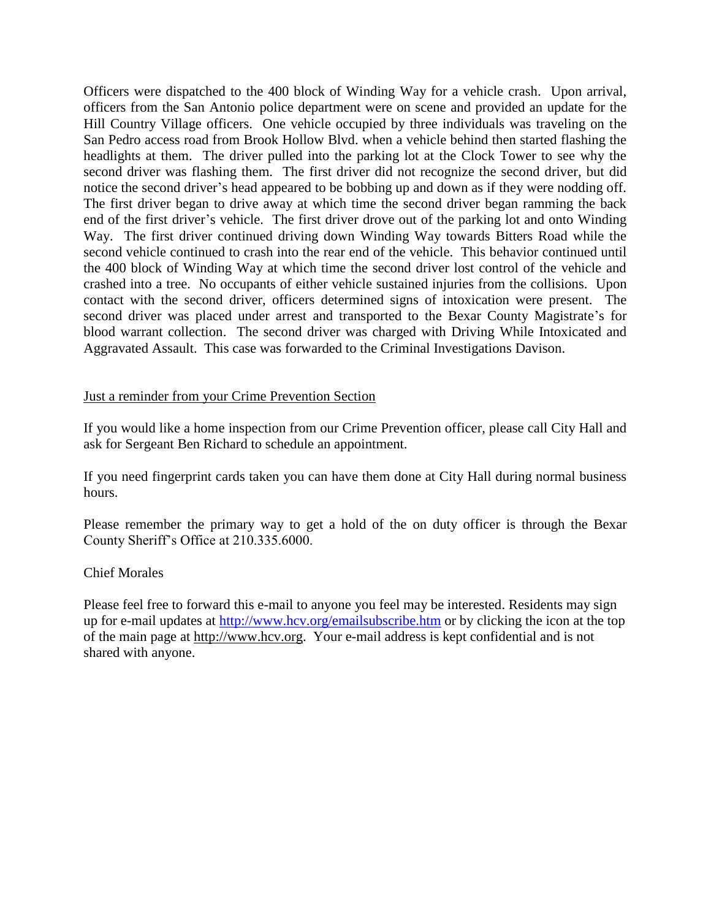Officers were dispatched to the 400 block of Winding Way for a vehicle crash. Upon arrival, officers from the San Antonio police department were on scene and provided an update for the Hill Country Village officers. One vehicle occupied by three individuals was traveling on the San Pedro access road from Brook Hollow Blvd. when a vehicle behind then started flashing the headlights at them. The driver pulled into the parking lot at the Clock Tower to see why the second driver was flashing them. The first driver did not recognize the second driver, but did notice the second driver's head appeared to be bobbing up and down as if they were nodding off. The first driver began to drive away at which time the second driver began ramming the back end of the first driver's vehicle. The first driver drove out of the parking lot and onto Winding Way. The first driver continued driving down Winding Way towards Bitters Road while the second vehicle continued to crash into the rear end of the vehicle. This behavior continued until the 400 block of Winding Way at which time the second driver lost control of the vehicle and crashed into a tree. No occupants of either vehicle sustained injuries from the collisions. Upon contact with the second driver, officers determined signs of intoxication were present. The second driver was placed under arrest and transported to the Bexar County Magistrate's for blood warrant collection. The second driver was charged with Driving While Intoxicated and Aggravated Assault. This case was forwarded to the Criminal Investigations Davison.

<u>Just a reminder from your Crime Prevention Section</u>

If you would like a home inspection from our Crime Prevention officer, please call City Hall and ask for Sergeant Ben Richard to schedule an appointment.

If you need fingerprint cards taken you can have them done at City Hall during normal business hours.

Please remember the primary way to get a hold of the on duty officer is through the Bexar County Sheriff's Office at 210.335.6000.

Chief Morales

Please feel free to forward this e-mail to anyone you feel may be interested. Residents may sign up for e-mail updates at http://www.hcv.org/emailsubscribe.htm or by clicking the icon at the top of the main page at http://www.hcv.org. Your e-mail address is kept confidential and is not shared with anyone.